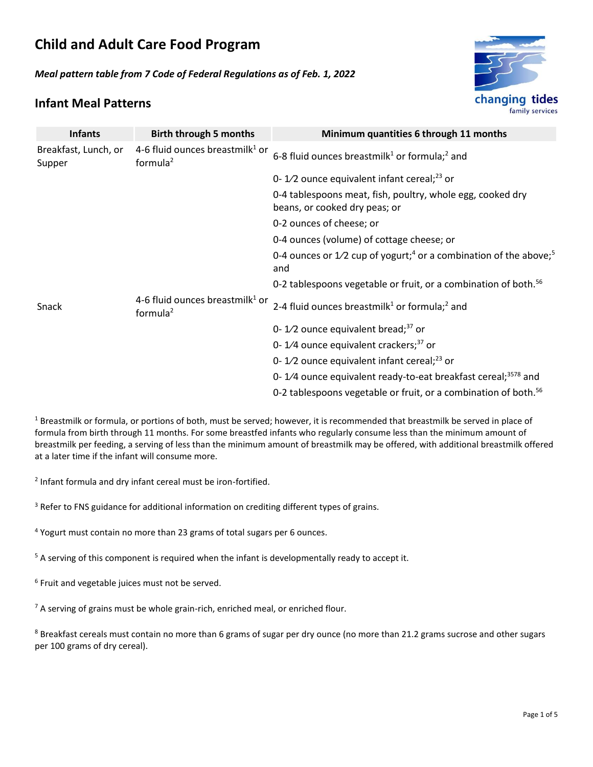# Child and Adult Care Food Program

***Meal pattern table from 7 Code of Federal Regulations as of Feb. 1, 2022***

## Infant Meal Patterns

| Infants | Birth through 5 months | Minimum quantities 6 through 11 months |
|---|---|---|
| Breakfast, Lunch, or Supper | 4-6 fluid ounces breastmilk[1] or formula[2] | 6-8 fluid ounces breastmilk[1] or formula;[2] and |
| | | 0- 1⁄2 ounce equivalent infant cereal;[2,3] or |
| | | 0-4 tablespoons meat, fish, poultry, whole egg, cooked dry beans, or cooked dry peas; or |
| | | 0-2 ounces of cheese; or |
| | | 0-4 ounces (volume) of cottage cheese; or |
| | | 0-4 ounces or 1⁄2 cup of yogurt;[4] or a combination of the above;[5] and |
| | | 0-2 tablespoons vegetable or fruit, or a combination of both.[5,6] |
| Snack | 4-6 fluid ounces breastmilk[1] or formula[2] | 2-4 fluid ounces breastmilk[1] or formula;[2] and |
| | | 0- 1⁄2 ounce equivalent bread;[3,7] or |
| | | 0- 1⁄4 ounce equivalent crackers;[3,7] or |
| | | 0- 1⁄2 ounce equivalent infant cereal;[2,3] or |
| | | 0- 1⁄4 ounce equivalent ready-to-eat breakfast cereal;[3,5,7,8] and |
| | | 0-2 tablespoons vegetable or fruit, or a combination of both.[5,6] |

[1] Breastmilk or formula, or portions of both, must be served; however, it is recommended that breastmilk be served in place of formula from birth through 11 months. For some breastfed infants who regularly consume less than the minimum amount of breastmilk per feeding, a serving of less than the minimum amount of breastmilk may be offered, with additional breastmilk offered at a later time if the infant will consume more.

[2] Infant formula and dry infant cereal must be iron-fortified.

[3] Refer to FNS guidance for additional information on crediting different types of grains.

[4] Yogurt must contain no more than 23 grams of total sugars per 6 ounces.

[5] A serving of this component is required when the infant is developmentally ready to accept it.

[6] Fruit and vegetable juices must not be served.

[7] A serving of grains must be whole grain-rich, enriched meal, or enriched flour.

[8] Breakfast cereals must contain no more than 6 grams of sugar per dry ounce (no more than 21.2 grams sucrose and other sugars per 100 grams of dry cereal).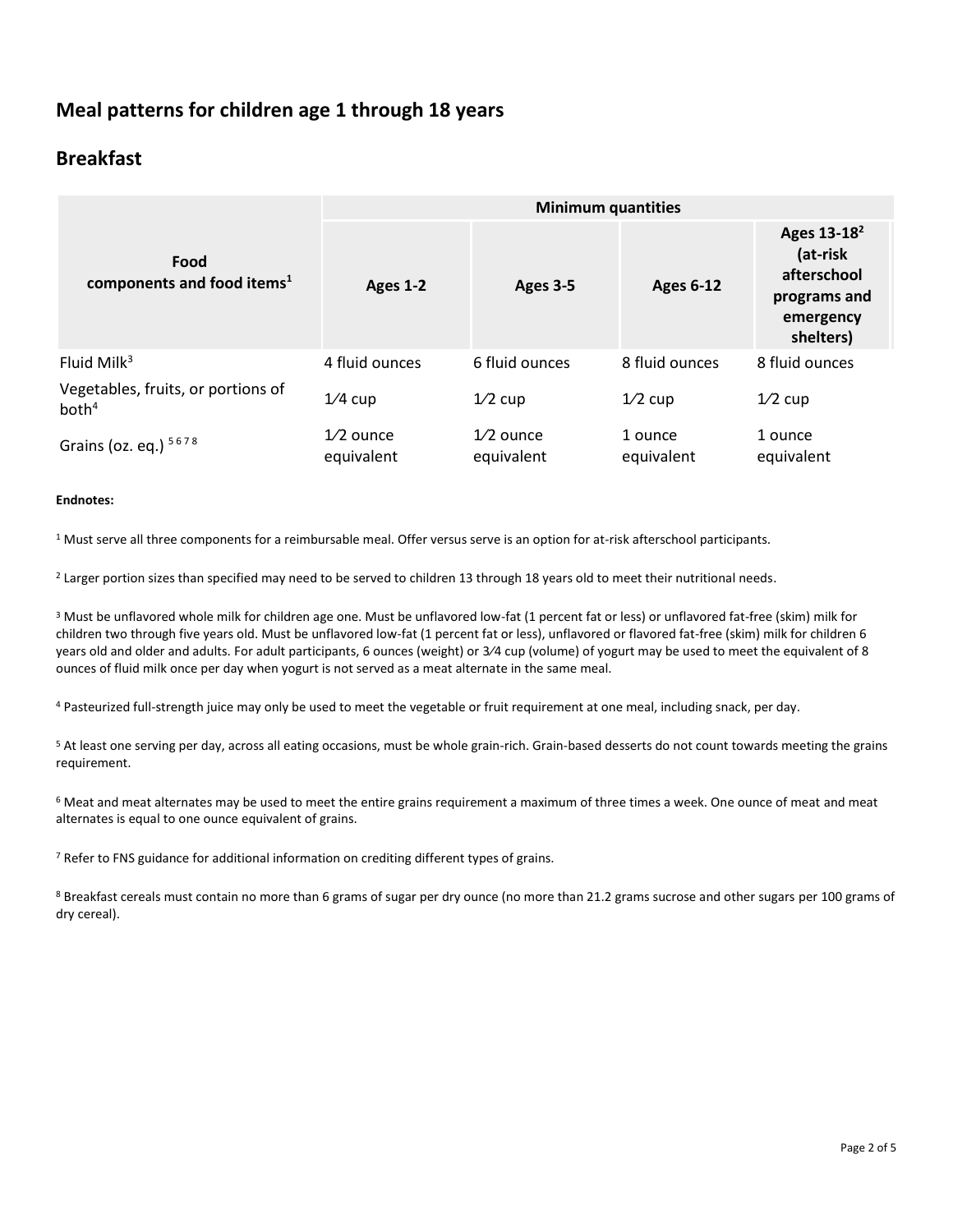# Meal patterns for children age 1 through 18 years

## Breakfast

| Food components and food items[1] | Minimum quantities | | | |
|---|---|---|---|---|
| | Ages 1-2 | Ages 3-5 | Ages 6-12 | Ages 13-18[2] (at-risk afterschool programs and emergency shelters) |
| Fluid Milk[3] | 4 fluid ounces | 6 fluid ounces | 8 fluid ounces | 8 fluid ounces |
| Vegetables, fruits, or portions of both[4] | 1⁄4 cup | 1⁄2 cup | 1⁄2 cup | 1⁄2 cup |
| Grains (oz. eq.) [5 6 7 8] | 1⁄2 ounce equivalent | 1⁄2 ounce equivalent | 1 ounce equivalent | 1 ounce equivalent |

**Endnotes:**

[1] Must serve all three components for a reimbursable meal. Offer versus serve is an option for at-risk afterschool participants.

[2] Larger portion sizes than specified may need to be served to children 13 through 18 years old to meet their nutritional needs.

[3] Must be unflavored whole milk for children age one. Must be unflavored low-fat (1 percent fat or less) or unflavored fat-free (skim) milk for children two through five years old. Must be unflavored low-fat (1 percent fat or less), unflavored or flavored fat-free (skim) milk for children 6 years old and older and adults. For adult participants, 6 ounces (weight) or 3⁄4 cup (volume) of yogurt may be used to meet the equivalent of 8 ounces of fluid milk once per day when yogurt is not served as a meat alternate in the same meal.

[4] Pasteurized full-strength juice may only be used to meet the vegetable or fruit requirement at one meal, including snack, per day.

[5] At least one serving per day, across all eating occasions, must be whole grain-rich. Grain-based desserts do not count towards meeting the grains requirement.

[6] Meat and meat alternates may be used to meet the entire grains requirement a maximum of three times a week. One ounce of meat and meat alternates is equal to one ounce equivalent of grains.

[7] Refer to FNS guidance for additional information on crediting different types of grains.

[8] Breakfast cereals must contain no more than 6 grams of sugar per dry ounce (no more than 21.2 grams sucrose and other sugars per 100 grams of dry cereal).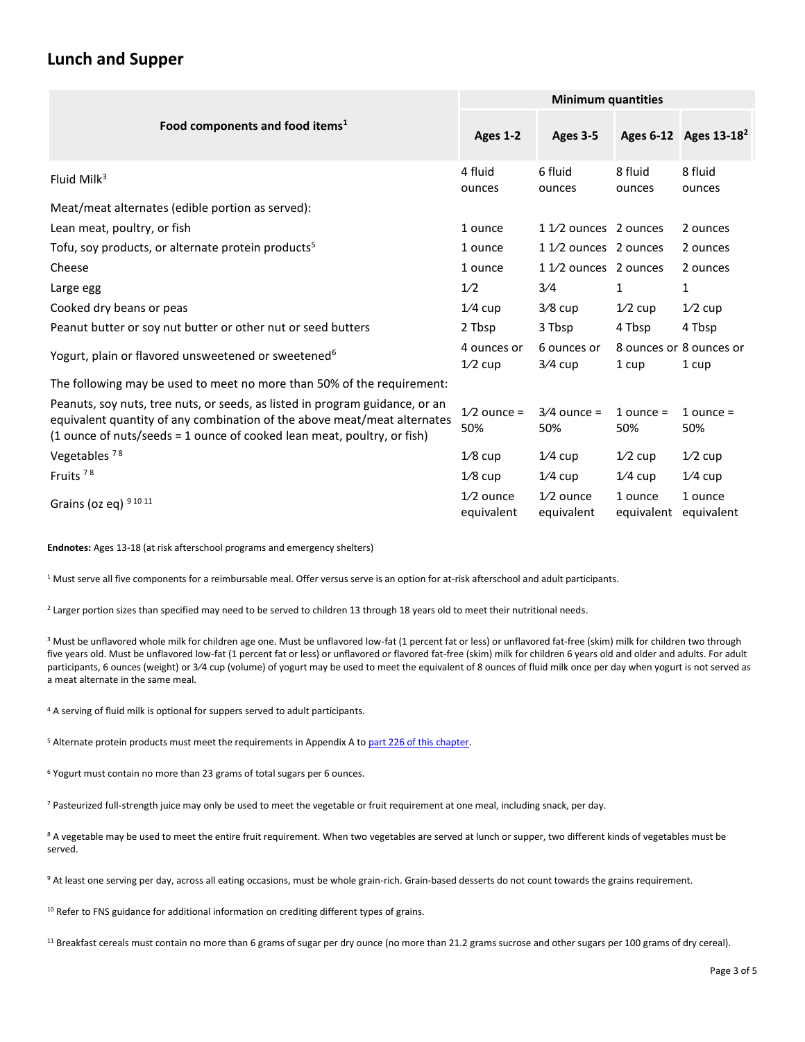## Lunch and Supper

| Food components and food items[1] | Minimum quantities | | | |
|---|---|---|---|---|
| | Ages 1-2 | Ages 3-5 | Ages 6-12 | Ages 13-18[2] |
| Fluid Milk[3] | 4 fluid ounces | 6 fluid ounces | 8 fluid ounces | 8 fluid ounces |
| Meat/meat alternates (edible portion as served): | | | | |
| Lean meat, poultry, or fish | 1 ounce | 1 1⁄2 ounces | 2 ounces | 2 ounces |
| Tofu, soy products, or alternate protein products[5] | 1 ounce | 1 1⁄2 ounces | 2 ounces | 2 ounces |
| Cheese | 1 ounce | 1 1⁄2 ounces | 2 ounces | 2 ounces |
| Large egg | 1⁄2 | 3⁄4 | 1 | 1 |
| Cooked dry beans or peas | 1⁄4 cup | 3⁄8 cup | 1⁄2 cup | 1⁄2 cup |
| Peanut butter or soy nut butter or other nut or seed butters | 2 Tbsp | 3 Tbsp | 4 Tbsp | 4 Tbsp |
| Yogurt, plain or flavored unsweetened or sweetened[6] | 4 ounces or 1⁄2 cup | 6 ounces or 3⁄4 cup | 8 ounces or 1 cup | 8 ounces or 1 cup |
| The following may be used to meet no more than 50% of the requirement: | | | | |
| Peanuts, soy nuts, tree nuts, or seeds, as listed in program guidance, or an equivalent quantity of any combination of the above meat/meat alternates (1 ounce of nuts/seeds = 1 ounce of cooked lean meat, poultry, or fish) | 1⁄2 ounce = 50% | 3⁄4 ounce = 50% | 1 ounce = 50% | 1 ounce = 50% |
| Vegetables [7 8] | 1⁄8 cup | 1⁄4 cup | 1⁄2 cup | 1⁄2 cup |
| Fruits [7 8] | 1⁄8 cup | 1⁄4 cup | 1⁄4 cup | 1⁄4 cup |
| Grains (oz eq) [9 10 11] | 1⁄2 ounce equivalent | 1⁄2 ounce equivalent | 1 ounce equivalent | 1 ounce equivalent |

**Endnotes:** Ages 13-18 (at risk afterschool programs and emergency shelters)

[1] Must serve all five components for a reimbursable meal. Offer versus serve is an option for at-risk afterschool and adult participants.

[2] Larger portion sizes than specified may need to be served to children 13 through 18 years old to meet their nutritional needs.

[3] Must be unflavored whole milk for children age one. Must be unflavored low-fat (1 percent fat or less) or unflavored fat-free (skim) milk for children two through five years old. Must be unflavored low-fat (1 percent fat or less) or unflavored or flavored fat-free (skim) milk for children 6 years old and older and adults. For adult participants, 6 ounces (weight) or 3⁄4 cup (volume) of yogurt may be used to meet the equivalent of 8 ounces of fluid milk once per day when yogurt is not served as a meat alternate in the same meal.

[4] A serving of fluid milk is optional for suppers served to adult participants.

[5] Alternate protein products must meet the requirements in Appendix A to part 226 of this chapter.

[6] Yogurt must contain no more than 23 grams of total sugars per 6 ounces.

[7] Pasteurized full-strength juice may only be used to meet the vegetable or fruit requirement at one meal, including snack, per day.

[8] A vegetable may be used to meet the entire fruit requirement. When two vegetables are served at lunch or supper, two different kinds of vegetables must be served.

[9] At least one serving per day, across all eating occasions, must be whole grain-rich. Grain-based desserts do not count towards the grains requirement.

[10] Refer to FNS guidance for additional information on crediting different types of grains.

[11] Breakfast cereals must contain no more than 6 grams of sugar per dry ounce (no more than 21.2 grams sucrose and other sugars per 100 grams of dry cereal).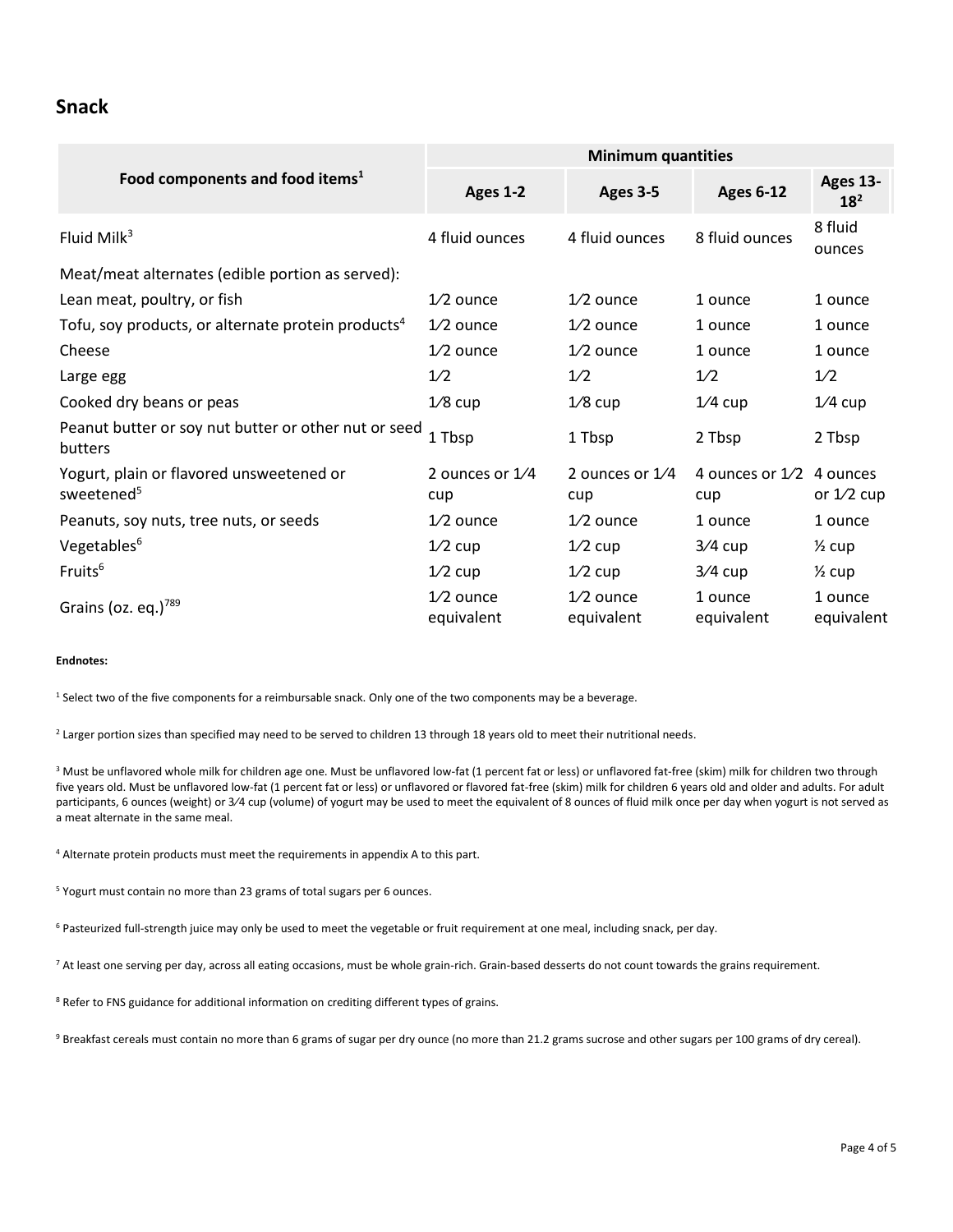## Snack

| Food components and food items[1] | Minimum quantities | | | |
|---|---|---|---|---|
| | Ages 1-2 | Ages 3-5 | Ages 6-12 | Ages 13-18[2] |
| Fluid Milk[3] | 4 fluid ounces | 4 fluid ounces | 8 fluid ounces | 8 fluid ounces |
| Meat/meat alternates (edible portion as served): | | | | |
| Lean meat, poultry, or fish | 1⁄2 ounce | 1⁄2 ounce | 1 ounce | 1 ounce |
| Tofu, soy products, or alternate protein products[4] | 1⁄2 ounce | 1⁄2 ounce | 1 ounce | 1 ounce |
| Cheese | 1⁄2 ounce | 1⁄2 ounce | 1 ounce | 1 ounce |
| Large egg | 1⁄2 | 1⁄2 | 1⁄2 | 1⁄2 |
| Cooked dry beans or peas | 1⁄8 cup | 1⁄8 cup | 1⁄4 cup | 1⁄4 cup |
| Peanut butter or soy nut butter or other nut or seed butters | 1 Tbsp | 1 Tbsp | 2 Tbsp | 2 Tbsp |
| Yogurt, plain or flavored unsweetened or sweetened[5] | 2 ounces or 1⁄4 cup | 2 ounces or 1⁄4 cup | 4 ounces or 1⁄2 cup | 4 ounces or 1⁄2 cup |
| Peanuts, soy nuts, tree nuts, or seeds | 1⁄2 ounce | 1⁄2 ounce | 1 ounce | 1 ounce |
| Vegetables[6] | 1⁄2 cup | 1⁄2 cup | 3⁄4 cup | ½ cup |
| Fruits[6] | 1⁄2 cup | 1⁄2 cup | 3⁄4 cup | ½ cup |
| Grains (oz. eq.)[7,8,9] | 1⁄2 ounce equivalent | 1⁄2 ounce equivalent | 1 ounce equivalent | 1 ounce equivalent |

**Endnotes:**

[1] Select two of the five components for a reimbursable snack. Only one of the two components may be a beverage.

[2] Larger portion sizes than specified may need to be served to children 13 through 18 years old to meet their nutritional needs.

[3] Must be unflavored whole milk for children age one. Must be unflavored low-fat (1 percent fat or less) or unflavored fat-free (skim) milk for children two through five years old. Must be unflavored low-fat (1 percent fat or less) or unflavored or flavored fat-free (skim) milk for children 6 years old and older and adults. For adult participants, 6 ounces (weight) or 3⁄4 cup (volume) of yogurt may be used to meet the equivalent of 8 ounces of fluid milk once per day when yogurt is not served as a meat alternate in the same meal.

[4] Alternate protein products must meet the requirements in appendix A to this part.

[5] Yogurt must contain no more than 23 grams of total sugars per 6 ounces.

[6] Pasteurized full-strength juice may only be used to meet the vegetable or fruit requirement at one meal, including snack, per day.

[7] At least one serving per day, across all eating occasions, must be whole grain-rich. Grain-based desserts do not count towards the grains requirement.

[8] Refer to FNS guidance for additional information on crediting different types of grains.

[9] Breakfast cereals must contain no more than 6 grams of sugar per dry ounce (no more than 21.2 grams sucrose and other sugars per 100 grams of dry cereal).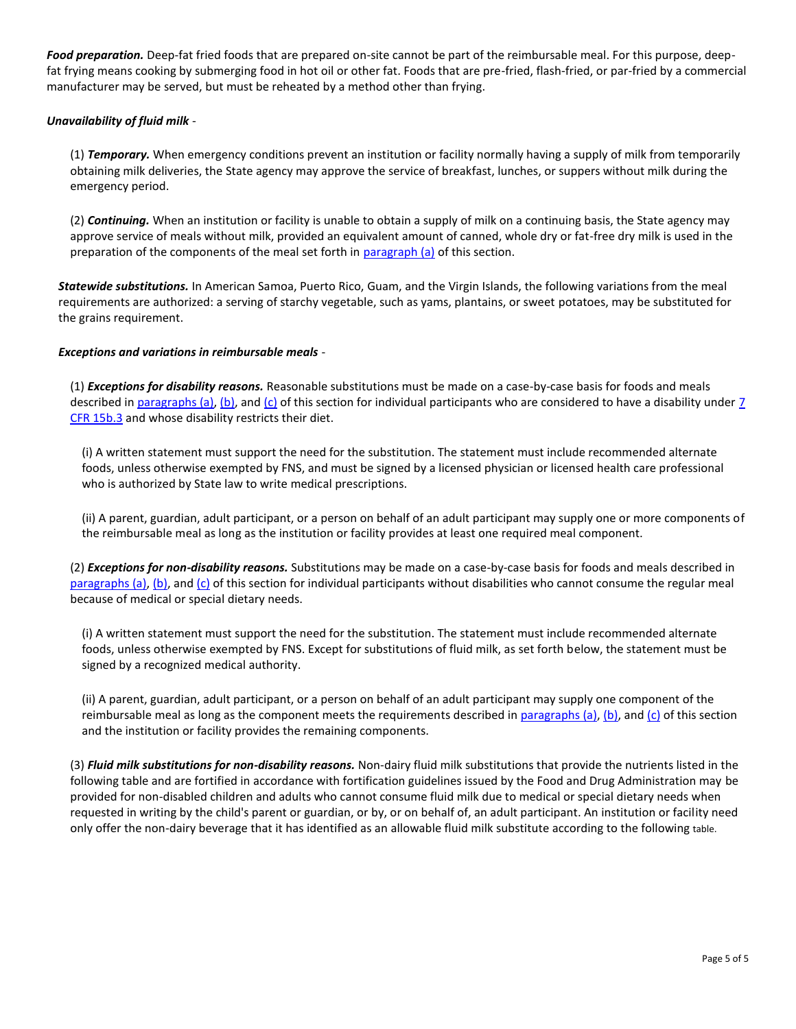***Food preparation.*** Deep-fat fried foods that are prepared on-site cannot be part of the reimbursable meal. For this purpose, deep-fat frying means cooking by submerging food in hot oil or other fat. Foods that are pre-fried, flash-fried, or par-fried by a commercial manufacturer may be served, but must be reheated by a method other than frying.

***Unavailability of fluid milk*** -

(1) ***Temporary.*** When emergency conditions prevent an institution or facility normally having a supply of milk from temporarily obtaining milk deliveries, the State agency may approve the service of breakfast, lunches, or suppers without milk during the emergency period.

(2) ***Continuing.*** When an institution or facility is unable to obtain a supply of milk on a continuing basis, the State agency may approve service of meals without milk, provided an equivalent amount of canned, whole dry or fat-free dry milk is used in the preparation of the components of the meal set forth in [paragraph (a)]() of this section.

***Statewide substitutions.*** In American Samoa, Puerto Rico, Guam, and the Virgin Islands, the following variations from the meal requirements are authorized: a serving of starchy vegetable, such as yams, plantains, or sweet potatoes, may be substituted for the grains requirement.

***Exceptions and variations in reimbursable meals*** -

(1) ***Exceptions for disability reasons.*** Reasonable substitutions must be made on a case-by-case basis for foods and meals described in [paragraphs (a)](), [(b)](), and [(c)]() of this section for individual participants who are considered to have a disability under [7 CFR 15b.3]() and whose disability restricts their diet.

(i) A written statement must support the need for the substitution. The statement must include recommended alternate foods, unless otherwise exempted by FNS, and must be signed by a licensed physician or licensed health care professional who is authorized by State law to write medical prescriptions.

(ii) A parent, guardian, adult participant, or a person on behalf of an adult participant may supply one or more components of the reimbursable meal as long as the institution or facility provides at least one required meal component.

(2) ***Exceptions for non-disability reasons.*** Substitutions may be made on a case-by-case basis for foods and meals described in [paragraphs (a)](), [(b)](), and [(c)]() of this section for individual participants without disabilities who cannot consume the regular meal because of medical or special dietary needs.

(i) A written statement must support the need for the substitution. The statement must include recommended alternate foods, unless otherwise exempted by FNS. Except for substitutions of fluid milk, as set forth below, the statement must be signed by a recognized medical authority.

(ii) A parent, guardian, adult participant, or a person on behalf of an adult participant may supply one component of the reimbursable meal as long as the component meets the requirements described in [paragraphs (a)](), [(b)](), and [(c)]() of this section and the institution or facility provides the remaining components.

(3) ***Fluid milk substitutions for non-disability reasons.*** Non-dairy fluid milk substitutions that provide the nutrients listed in the following table and are fortified in accordance with fortification guidelines issued by the Food and Drug Administration may be provided for non-disabled children and adults who cannot consume fluid milk due to medical or special dietary needs when requested in writing by the child's parent or guardian, or by, or on behalf of, an adult participant. An institution or facility need only offer the non-dairy beverage that it has identified as an allowable fluid milk substitute according to the following table.